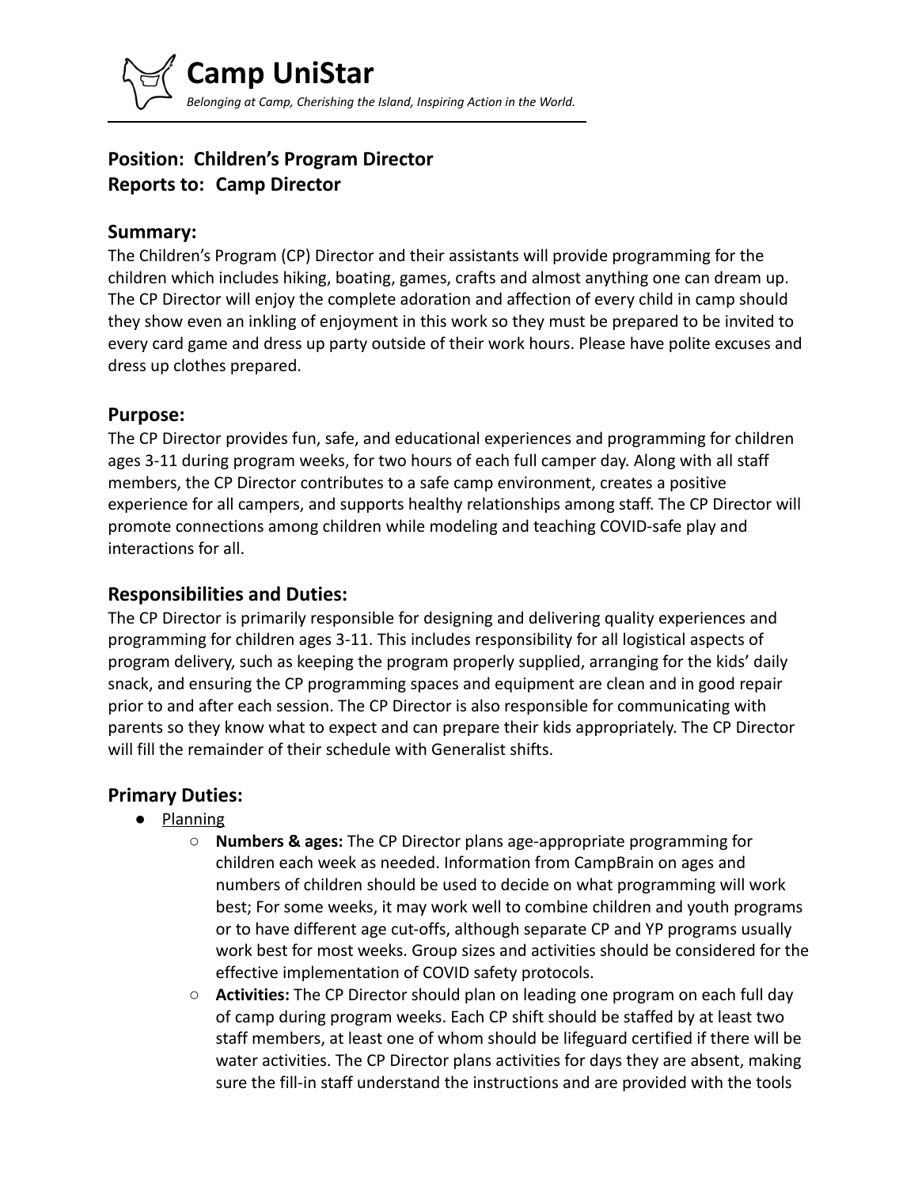# Camp UniStar

*Belonging at Camp, Cherishing the Island, Inspiring Action in the World.*

## Position: Children's Program Director
## Reports to: Camp Director

### Summary:

The Children's Program (CP) Director and their assistants will provide programming for the children which includes hiking, boating, games, crafts and almost anything one can dream up. The CP Director will enjoy the complete adoration and affection of every child in camp should they show even an inkling of enjoyment in this work so they must be prepared to be invited to every card game and dress up party outside of their work hours. Please have polite excuses and dress up clothes prepared.

### Purpose:

The CP Director provides fun, safe, and educational experiences and programming for children ages 3-11 during program weeks, for two hours of each full camper day. Along with all staff members, the CP Director contributes to a safe camp environment, creates a positive experience for all campers, and supports healthy relationships among staff. The CP Director will promote connections among children while modeling and teaching COVID-safe play and interactions for all.

### Responsibilities and Duties:

The CP Director is primarily responsible for designing and delivering quality experiences and programming for children ages 3-11. This includes responsibility for all logistical aspects of program delivery, such as keeping the program properly supplied, arranging for the kids' daily snack, and ensuring the CP programming spaces and equipment are clean and in good repair prior to and after each session. The CP Director is also responsible for communicating with parents so they know what to expect and can prepare their kids appropriately. The CP Director will fill the remainder of their schedule with Generalist shifts.

### Primary Duties:

- Planning
  - **Numbers & ages:** The CP Director plans age-appropriate programming for children each week as needed. Information from CampBrain on ages and numbers of children should be used to decide on what programming will work best; For some weeks, it may work well to combine children and youth programs or to have different age cut-offs, although separate CP and YP programs usually work best for most weeks. Group sizes and activities should be considered for the effective implementation of COVID safety protocols.
  - **Activities:** The CP Director should plan on leading one program on each full day of camp during program weeks. Each CP shift should be staffed by at least two staff members, at least one of whom should be lifeguard certified if there will be water activities. The CP Director plans activities for days they are absent, making sure the fill-in staff understand the instructions and are provided with the tools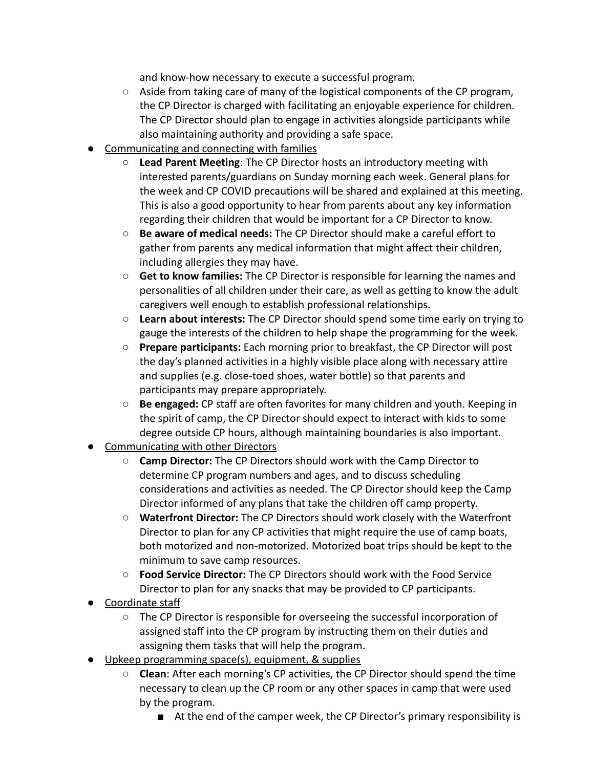and know-how necessary to execute a successful program.

  - Aside from taking care of many of the logistical components of the CP program, the CP Director is charged with facilitating an enjoyable experience for children. The CP Director should plan to engage in activities alongside participants while also maintaining authority and providing a safe space.

- <u>Communicating and connecting with families</u>
  - **Lead Parent Meeting**: The CP Director hosts an introductory meeting with interested parents/guardians on Sunday morning each week. General plans for the week and CP COVID precautions will be shared and explained at this meeting. This is also a good opportunity to hear from parents about any key information regarding their children that would be important for a CP Director to know.
  - **Be aware of medical needs:** The CP Director should make a careful effort to gather from parents any medical information that might affect their children, including allergies they may have.
  - **Get to know families:** The CP Director is responsible for learning the names and personalities of all children under their care, as well as getting to know the adult caregivers well enough to establish professional relationships.
  - **Learn about interests:** The CP Director should spend some time early on trying to gauge the interests of the children to help shape the programming for the week.
  - **Prepare participants:** Each morning prior to breakfast, the CP Director will post the day's planned activities in a highly visible place along with necessary attire and supplies (e.g. close-toed shoes, water bottle) so that parents and participants may prepare appropriately.
  - **Be engaged:** CP staff are often favorites for many children and youth. Keeping in the spirit of camp, the CP Director should expect to interact with kids to some degree outside CP hours, although maintaining boundaries is also important.
- <u>Communicating with other Directors</u>
  - **Camp Director:** The CP Directors should work with the Camp Director to determine CP program numbers and ages, and to discuss scheduling considerations and activities as needed. The CP Director should keep the Camp Director informed of any plans that take the children off camp property.
  - **Waterfront Director:** The CP Directors should work closely with the Waterfront Director to plan for any CP activities that might require the use of camp boats, both motorized and non-motorized. Motorized boat trips should be kept to the minimum to save camp resources.
  - **Food Service Director:** The CP Directors should work with the Food Service Director to plan for any snacks that may be provided to CP participants.
- <u>Coordinate staff</u>
  - The CP Director is responsible for overseeing the successful incorporation of assigned staff into the CP program by instructing them on their duties and assigning them tasks that will help the program.
- <u>Upkeep programming space(s), equipment, & supplies</u>
  - **Clean**: After each morning's CP activities, the CP Director should spend the time necessary to clean up the CP room or any other spaces in camp that were used by the program.
    - At the end of the camper week, the CP Director's primary responsibility is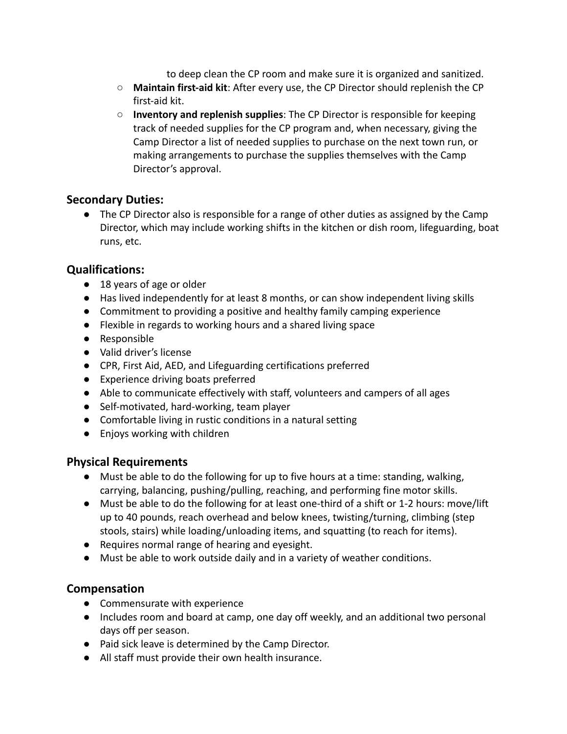to deep clean the CP room and make sure it is organized and sanitized.

  - **Maintain first-aid kit**: After every use, the CP Director should replenish the CP first-aid kit.
  - **Inventory and replenish supplies**: The CP Director is responsible for keeping track of needed supplies for the CP program and, when necessary, giving the Camp Director a list of needed supplies to purchase on the next town run, or making arrangements to purchase the supplies themselves with the Camp Director's approval.

## Secondary Duties:

- The CP Director also is responsible for a range of other duties as assigned by the Camp Director, which may include working shifts in the kitchen or dish room, lifeguarding, boat runs, etc.

## Qualifications:

- 18 years of age or older
- Has lived independently for at least 8 months, or can show independent living skills
- Commitment to providing a positive and healthy family camping experience
- Flexible in regards to working hours and a shared living space
- Responsible
- Valid driver's license
- CPR, First Aid, AED, and Lifeguarding certifications preferred
- Experience driving boats preferred
- Able to communicate effectively with staff, volunteers and campers of all ages
- Self-motivated, hard-working, team player
- Comfortable living in rustic conditions in a natural setting
- Enjoys working with children

## Physical Requirements

- Must be able to do the following for up to five hours at a time: standing, walking, carrying, balancing, pushing/pulling, reaching, and performing fine motor skills.
- Must be able to do the following for at least one-third of a shift or 1-2 hours: move/lift up to 40 pounds, reach overhead and below knees, twisting/turning, climbing (step stools, stairs) while loading/unloading items, and squatting (to reach for items).
- Requires normal range of hearing and eyesight.
- Must be able to work outside daily and in a variety of weather conditions.

## Compensation

- Commensurate with experience
- Includes room and board at camp, one day off weekly, and an additional two personal days off per season.
- Paid sick leave is determined by the Camp Director.
- All staff must provide their own health insurance.